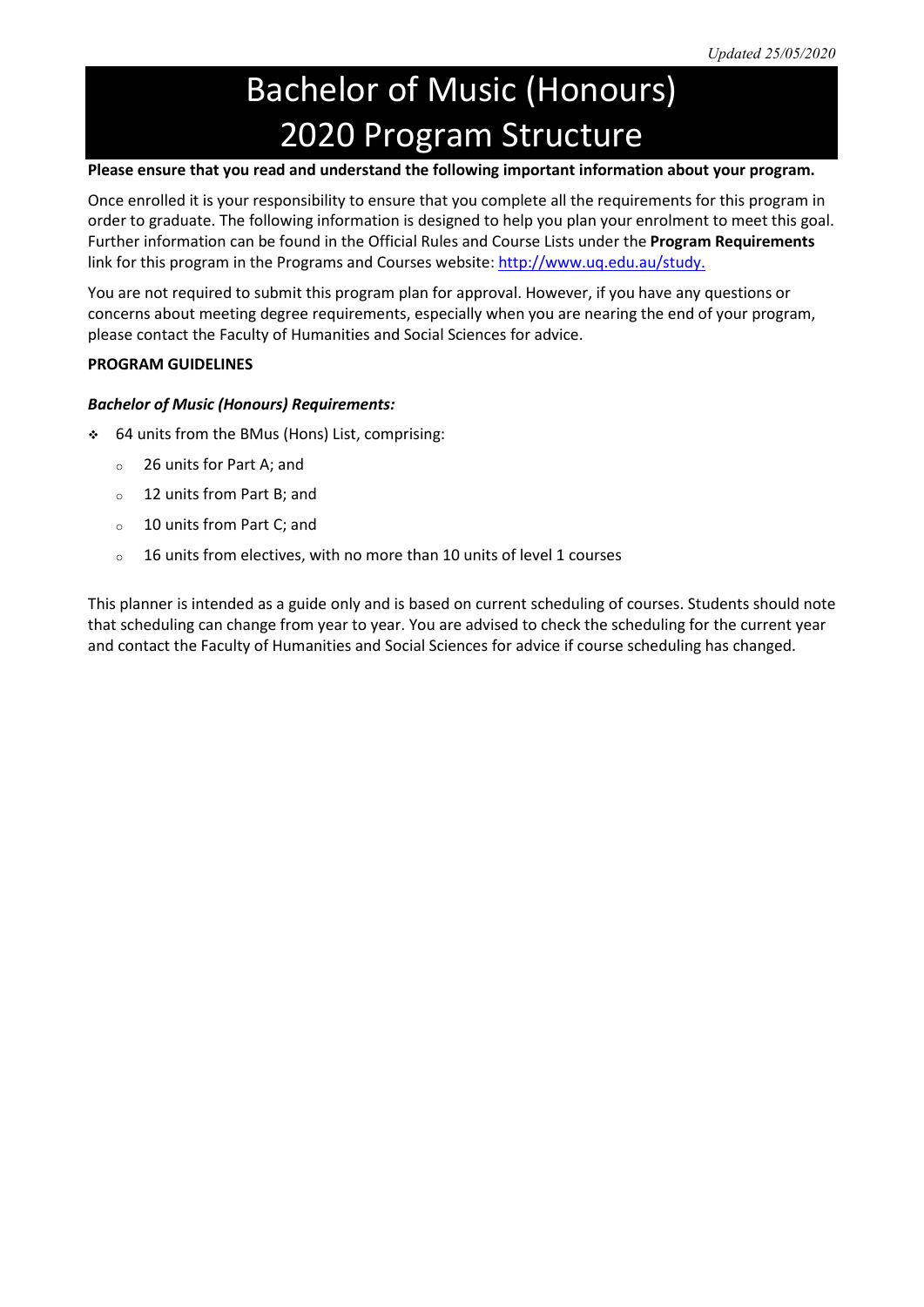*Updated 25/05/2020*

# Bachelor of Music (Honours) 2020 Program Structure

**Please ensure that you read and understand the following important information about your program.**

Once enrolled it is your responsibility to ensure that you complete all the requirements for this program in order to graduate. The following information is designed to help you plan your enrolment to meet this goal. Further information can be found in the Official Rules and Course Lists under the **Program Requirements** link for this program in the Programs and Courses website: [http://www.uq.edu.au/study.](http://www.uq.edu.au/study)

You are not required to submit this program plan for approval. However, if you have any questions or concerns about meeting degree requirements, especially when you are nearing the end of your program, please contact the Faculty of Humanities and Social Sciences for advice.

**PROGRAM GUIDELINES**

***Bachelor of Music (Honours) Requirements:***

- 64 units from the BMus (Hons) List, comprising:
  - 26 units for Part A; and
  - 12 units from Part B; and
  - 10 units from Part C; and
  - 16 units from electives, with no more than 10 units of level 1 courses

This planner is intended as a guide only and is based on current scheduling of courses. Students should note that scheduling can change from year to year. You are advised to check the scheduling for the current year and contact the Faculty of Humanities and Social Sciences for advice if course scheduling has changed.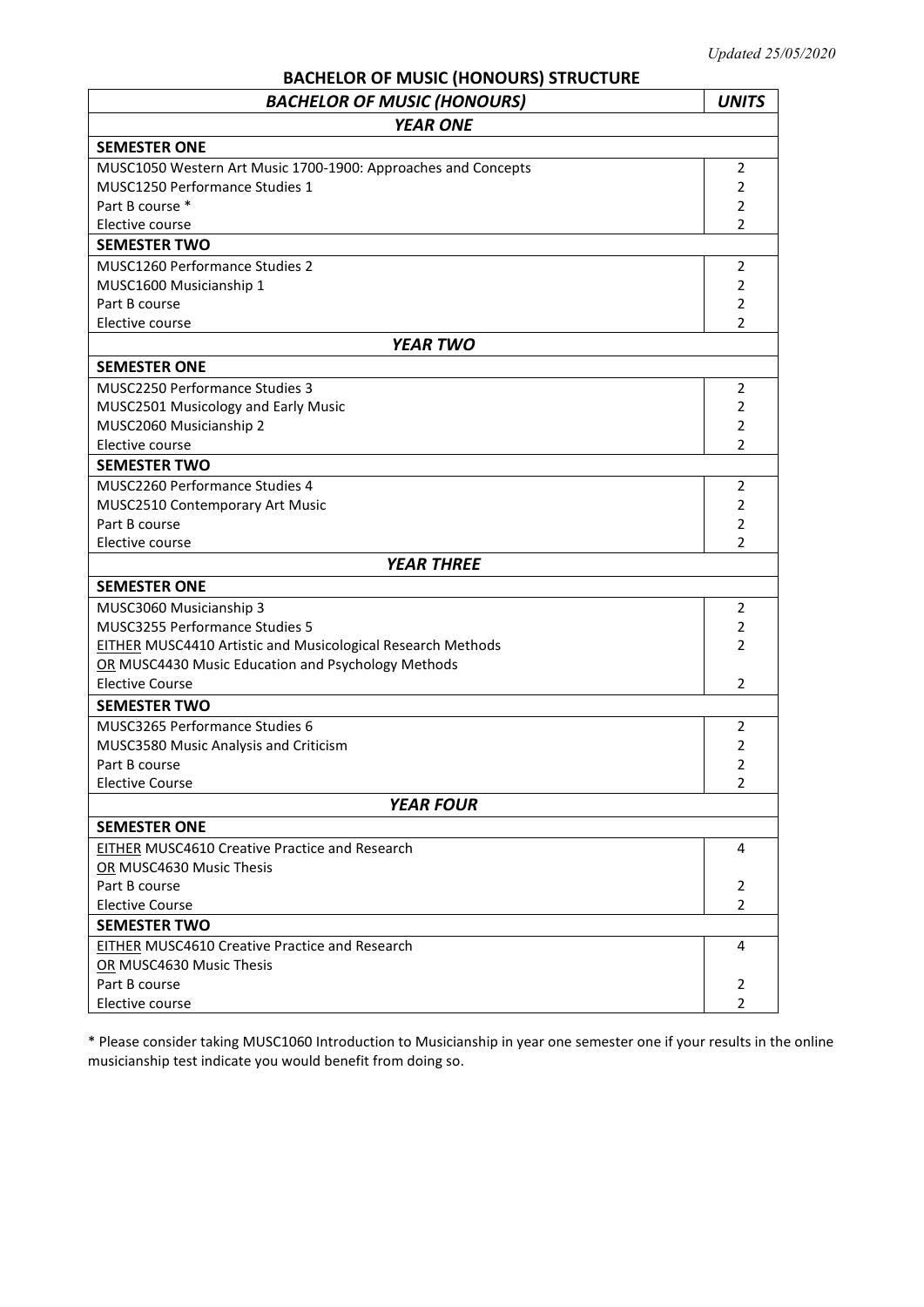*Updated 25/05/2020*

## BACHELOR OF MUSIC (HONOURS) STRUCTURE

| ***BACHELOR OF MUSIC (HONOURS)*** | ***UNITS*** |
|---|---|
| ***YEAR ONE*** | |
| **SEMESTER ONE** | |
| MUSC1050 Western Art Music 1700-1900: Approaches and Concepts | 2 |
| MUSC1250 Performance Studies 1 | 2 |
| Part B course * | 2 |
| Elective course | 2 |
| **SEMESTER TWO** | |
| MUSC1260 Performance Studies 2 | 2 |
| MUSC1600 Musicianship 1 | 2 |
| Part B course | 2 |
| Elective course | 2 |
| ***YEAR TWO*** | |
| **SEMESTER ONE** | |
| MUSC2250 Performance Studies 3 | 2 |
| MUSC2501 Musicology and Early Music | 2 |
| MUSC2060 Musicianship 2 | 2 |
| Elective course | 2 |
| **SEMESTER TWO** | |
| MUSC2260 Performance Studies 4 | 2 |
| MUSC2510 Contemporary Art Music | 2 |
| Part B course | 2 |
| Elective course | 2 |
| ***YEAR THREE*** | |
| **SEMESTER ONE** | |
| MUSC3060 Musicianship 3 | 2 |
| MUSC3255 Performance Studies 5 | 2 |
| <u>EITHER</u> MUSC4410 Artistic and Musicological Research Methods <br> <u>OR</u> MUSC4430 Music Education and Psychology Methods | 2 |
| Elective Course | 2 |
| **SEMESTER TWO** | |
| MUSC3265 Performance Studies 6 | 2 |
| MUSC3580 Music Analysis and Criticism | 2 |
| Part B course | 2 |
| Elective Course | 2 |
| ***YEAR FOUR*** | |
| **SEMESTER ONE** | |
| <u>EITHER</u> MUSC4610 Creative Practice and Research <br> <u>OR</u> MUSC4630 Music Thesis | 4 |
| Part B course | 2 |
| Elective Course | 2 |
| **SEMESTER TWO** | |
| <u>EITHER</u> MUSC4610 Creative Practice and Research <br> <u>OR</u> MUSC4630 Music Thesis | 4 |
| Part B course | 2 |
| Elective course | 2 |

* Please consider taking MUSC1060 Introduction to Musicianship in year one semester one if your results in the online musicianship test indicate you would benefit from doing so.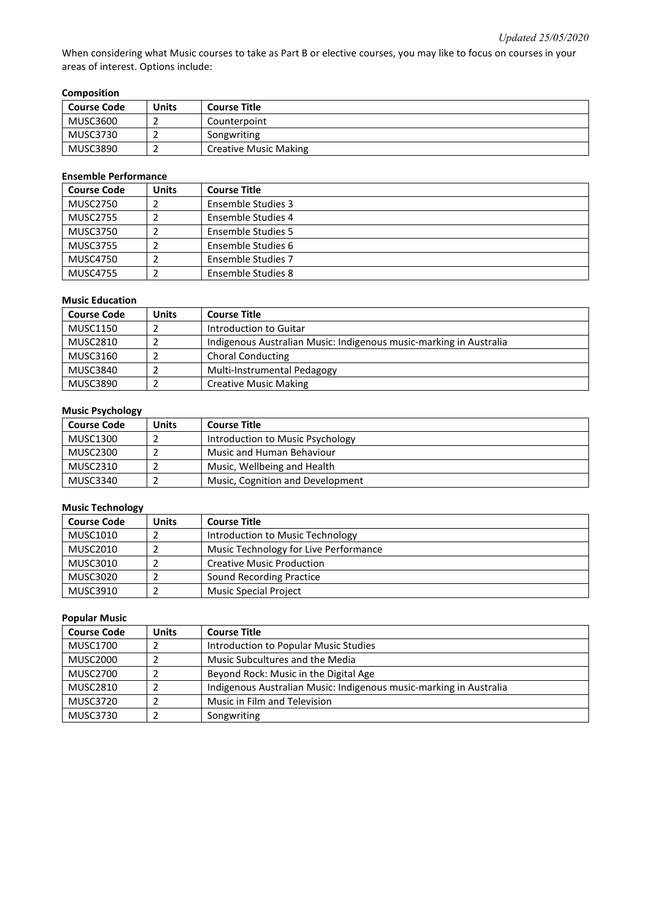*Updated 25/05/2020*

When considering what Music courses to take as Part B or elective courses, you may like to focus on courses in your areas of interest. Options include:

**Composition**

| Course Code | Units | Course Title |
|---|---|---|
| MUSC3600 | 2 | Counterpoint |
| MUSC3730 | 2 | Songwriting |
| MUSC3890 | 2 | Creative Music Making |

**Ensemble Performance**

| Course Code | Units | Course Title |
|---|---|---|
| MUSC2750 | 2 | Ensemble Studies 3 |
| MUSC2755 | 2 | Ensemble Studies 4 |
| MUSC3750 | 2 | Ensemble Studies 5 |
| MUSC3755 | 2 | Ensemble Studies 6 |
| MUSC4750 | 2 | Ensemble Studies 7 |
| MUSC4755 | 2 | Ensemble Studies 8 |

**Music Education**

| Course Code | Units | Course Title |
|---|---|---|
| MUSC1150 | 2 | Introduction to Guitar |
| MUSC2810 | 2 | Indigenous Australian Music: Indigenous music-marking in Australia |
| MUSC3160 | 2 | Choral Conducting |
| MUSC3840 | 2 | Multi-Instrumental Pedagogy |
| MUSC3890 | 2 | Creative Music Making |

**Music Psychology**

| Course Code | Units | Course Title |
|---|---|---|
| MUSC1300 | 2 | Introduction to Music Psychology |
| MUSC2300 | 2 | Music and Human Behaviour |
| MUSC2310 | 2 | Music, Wellbeing and Health |
| MUSC3340 | 2 | Music, Cognition and Development |

**Music Technology**

| Course Code | Units | Course Title |
|---|---|---|
| MUSC1010 | 2 | Introduction to Music Technology |
| MUSC2010 | 2 | Music Technology for Live Performance |
| MUSC3010 | 2 | Creative Music Production |
| MUSC3020 | 2 | Sound Recording Practice |
| MUSC3910 | 2 | Music Special Project |

**Popular Music**

| Course Code | Units | Course Title |
|---|---|---|
| MUSC1700 | 2 | Introduction to Popular Music Studies |
| MUSC2000 | 2 | Music Subcultures and the Media |
| MUSC2700 | 2 | Beyond Rock: Music in the Digital Age |
| MUSC2810 | 2 | Indigenous Australian Music: Indigenous music-marking in Australia |
| MUSC3720 | 2 | Music in Film and Television |
| MUSC3730 | 2 | Songwriting |